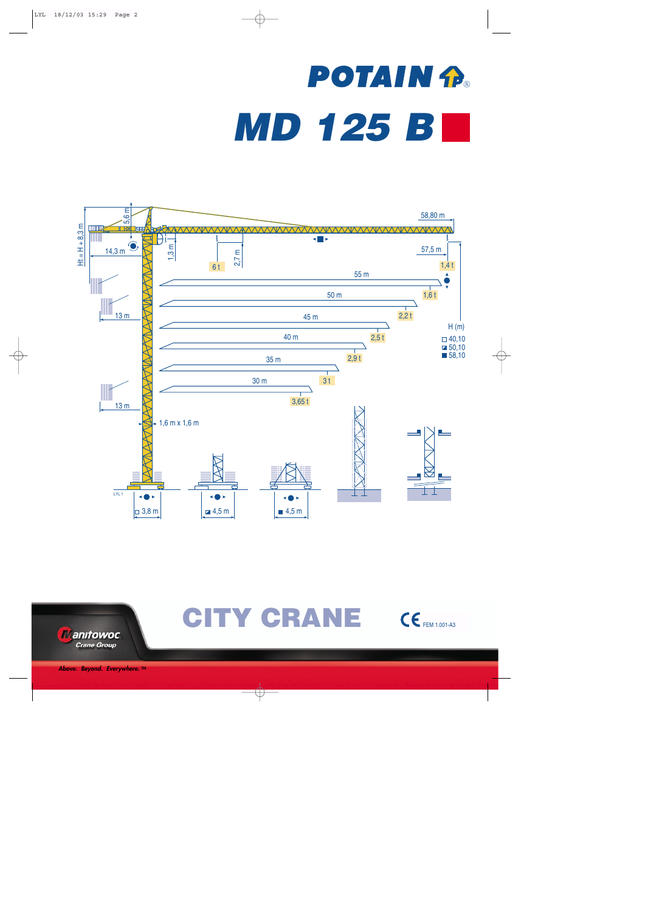# POTAIN

# MD 125 B

58,80 m

57,5 m

5,6 m

Ht = H + 8,3 m

14,3 m

1,3 m

2,7 m

6 t

1,4 t

55 m

1,6 t

50 m

2,2 t

45 m

2,5 t

40 m

2,9 t

35 m

3 t

30 m

3,65 t

13 m

13 m

1,6 m x 1,6 m

H (m)

□ 40,10

◪ 50,10

■ 58,10

LYL 1

□ 3,8 m

◪ 4,5 m

■ 4,5 m

# CITY CRANE

CE FEM 1.001-A3

Manitowoc Crane Group

*Above. Beyond. Everywhere.* ™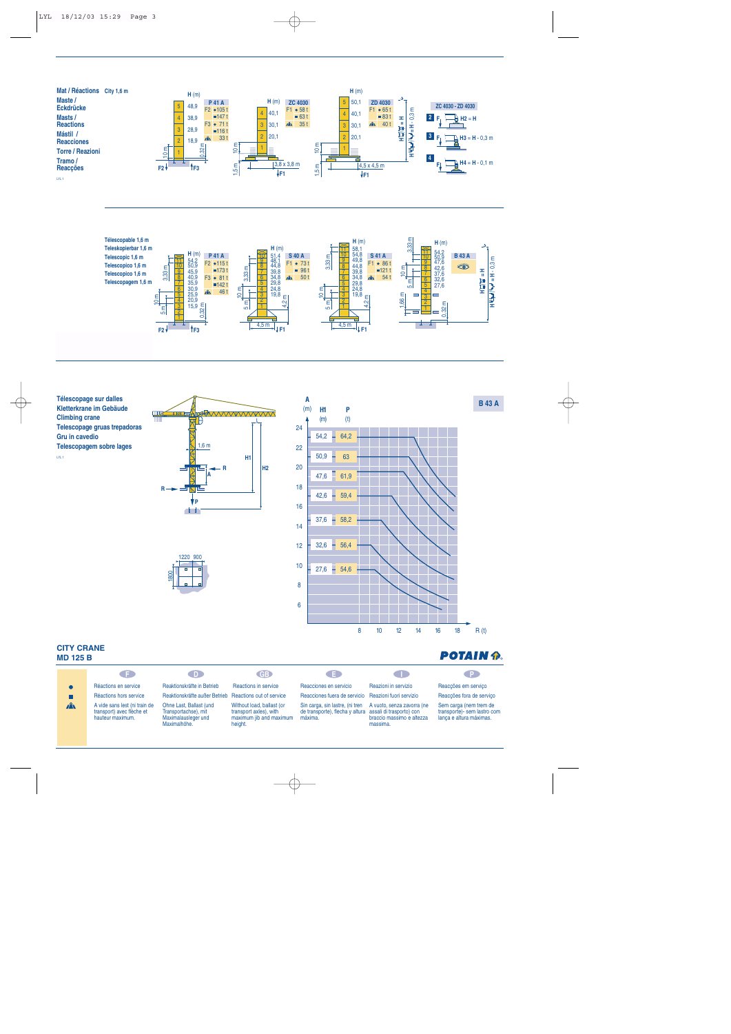**Mat / Réactions** City 1,6 m
**Maste / Eckdrücke**
**Masts / Reactions**
**Mástil / Reacciones**
**Torre / Reazioni**
**Tramo / Reacções**

| H (m) | P 41 A |
|---|---|
| 48,9 | F2 ● 105 t |
| 38,9 | ■ 147 t |
| 28,9 | F3 ● 71 t |
| 18,9 | ■ 116 t |
| | ⩓ 33 t |

| H (m) | ZC 4030 |
|---|---|
| 40,1 | F1 ● 58 t |
| 30,1 | ■ 63 t |
| 20,1 | ⩓ 35 t |

3,8 x 3,8 m

| H (m) | ZD 4030 |
|---|---|
| 50,1 | F1 ● 65 t |
| 40,1 | ■ 83 t |
| 30,1 | ⩓ 40 t |
| 20,1 | |

4,5 x 4,5 m

H1 = H - 0,3 m

**ZC 4030 - ZD 4030**

2 — H2 = H
3 — H3 = H - 0,3 m
4 — H4 = H - 0,1 m

---

Télescopable 1,6 m
Teleskopierbar 1,6 m
Telescopic 1,6 m
Telescopico 1,6 m
Telescopico 1,6 m
Telescopagem 1,6 m

| H (m) | P 41 A |
|---|---|
| 54,2 | F2 ● 115 t |
| 50,9 | ■ 173 t |
| 45,9 | F3 ● 81 t |
| 40,9 | ■ 142 t |
| 35,9 | ⩓ 46 t |
| 30,9 | |
| 25,9 | |
| 20,9 | |
| 15,9 | |

| H (m) | S 40 A |
|---|---|
| 51,4 | F1 ● 73 t |
| 48,1 | ■ 96 t |
| 44,8 | ⩓ 50 t |
| 39,8 | |
| 34,8 | |
| 29,8 | |
| 24,8 | |
| 19,8 | |

4,5 m

| H (m) | S 41 A |
|---|---|
| 58,1 | F1 ● 86 t |
| 54,8 | ■ 121 t |
| 49,8 | ⩓ 54 t |
| 44,8 | |
| 39,8 | |
| 34,8 | |
| 29,8 | |
| 24,8 | |
| 19,8 | |

4,5 m

| H (m) | B 43 A |
|---|---|
| 54,2 | |
| 50,9 | |
| 47,6 | |
| 42,6 | |
| 37,6 | |
| 32,6 | |
| 27,6 | |

H1 = H - 0,3 m

---

**Télescopage sur dalles**
**Kletterkrane im Gebäude**
**Climbing crane**
**Telescopage gruas trepadoras**
**Gru in cavedio**
**Telescopagem sobre lages**

**B 43 A**

| H1 (m) | P (t) |
|---|---|
| 54,2 | 64,2 |
| 50,9 | 63 |
| 47,6 | 61,9 |
| 42,6 | 59,4 |
| 37,6 | 58,2 |
| 32,6 | 56,4 |
| 27,6 | 54,6 |

A (m) / R (t)

1220 900 / 1800

**CITY CRANE**
**MD 125 B**

POTAIN

| | F | D | GB | E | I | P |
|---|---|---|---|---|---|---|
| ● | Réactions en service | Reaktionskräfte in Betrieb | Reactions in service | Reacciones en servicio | Reazioni in servizio | Reacções em serviço |
| ■ | Réactions hors service | Reaktionskräfte außer Betrieb | Reactions out of service | Reacciones fuera de servicio | Reazioni fuori servizio | Reacções fora de serviço |
| ⩓ | A vide sans lest (ni train de transport) avec flèche et hauteur maximum. | Ohne Last, Ballast (und Transportachse), mit Maximalausleger und Maximalhöhe. | Without load, ballast (or transport axles), with maximum jib and maximum height. | Sin carga, sin lastre, (ni tren de transporte), flecha y altura máxima. | A vuoto, senza zavorra (ne assali di trasporto) con braccio massimo e altezza massima. | Sem carga (nem trem de transporte)- sem lastro com lança e altura máximas. |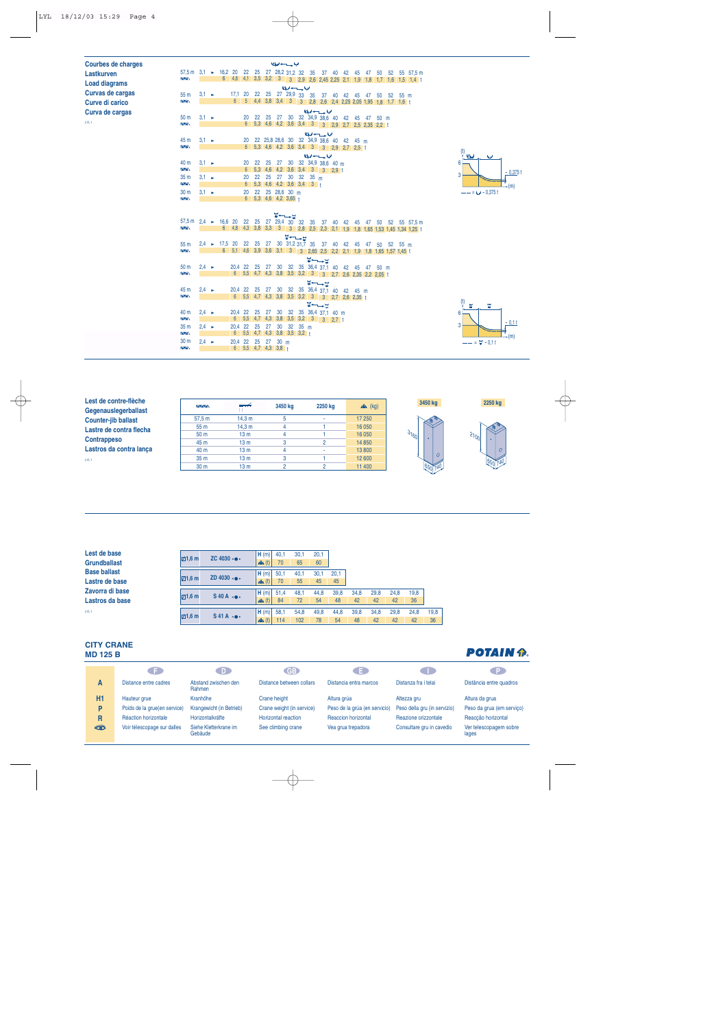**Courbes de charges**
**Lastkurven**
**Load diagrams**
**Curvas de cargas**
**Curve di carico**
**Curva de cargas**

LVL 1

| 57,5 m | 3,1 ► | 16,2 | 20 | 22 | 25 | 27 | 28,2 | 31,2 | 32 | 35 | 37 | 40 | 42 | 45 | 47 | 50 | 52 | 55 | 57,5 m |
|---|---|---|---|---|---|---|---|---|---|---|---|---|---|---|---|---|---|---|---|
| | | 6 | 4,6 | 4,1 | 3,5 | 3,2 | 3 | 3 | 2,9 | 2,6 | 2,45 | 2,25 | 2,1 | 1,9 | 1,8 | 1,7 | 1,6 | 1,5 | 1,4 t |

| 55 m | 3,1 ► | 17,1 | 20 | 22 | 25 | 27 | 29,9 | 33 | 35 | 37 | 40 | 42 | 45 | 47 | 50 | 52 | 55 m |
|---|---|---|---|---|---|---|---|---|---|---|---|---|---|---|---|---|---|
| | | 6 | 5 | 4,4 | 3,8 | 3,4 | 3 | 3 | 2,8 | 2,6 | 2,4 | 2,25 | 2,05 | 1,95 | 1,8 | 1,7 | 1,6 t |

| 50 m | 3,1 ► | 20 | 22 | 25 | 27 | 30 | 32 | 34,9 | 38,6 | 40 | 42 | 45 | 47 | 50 m |
|---|---|---|---|---|---|---|---|---|---|---|---|---|---|---|
| | | 6 | 5,3 | 4,6 | 4,2 | 3,6 | 3,4 | 3 | 3 | 2,9 | 2,7 | 2,5 | 2,35 | 2,2 t |

| 45 m | 3,1 ► | 20 | 22 | 25,8 | 28,6 | 30 | 32 | 34,9 | 38,6 | 40 | 42 | 45 m |
|---|---|---|---|---|---|---|---|---|---|---|---|---|
| | | 6 | 5,3 | 4,6 | 4,2 | 3,6 | 3,4 | 3 | 3 | 2,9 | 2,7 | 2,5 t |

| 40 m | 3,1 ► | 20 | 22 | 25 | 27 | 30 | 32 | 34,9 | 38,6 | 40 m |
|---|---|---|---|---|---|---|---|---|---|---|
| | | 6 | 5,3 | 4,6 | 4,2 | 3,6 | 3,4 | 3 | 3 | 2,9 t |

| 35 m | 3,1 ► | 20 | 22 | 25 | 27 | 30 | 32 | 35 m |
|---|---|---|---|---|---|---|---|---|
| | | 6 | 5,3 | 4,6 | 4,2 | 3,6 | 3,4 | 3 t |

| 30 m | 3,1 ► | 20 | 22 | 25 | 28,6 | 30 m |
|---|---|---|---|---|---|---|
| | | 6 | 5,3 | 4,6 | 4,2 | 3,65 t |

(t) 6 – 3 – 0,375 t – (m) — = − 0,375 t

| 57,5 m | 2,4 ► | 16,6 | 20 | 22 | 25 | 27 | 29,4 | 30 | 32 | 35 | 37 | 40 | 42 | 45 | 47 | 50 | 52 | 55 | 57,5 m |
|---|---|---|---|---|---|---|---|---|---|---|---|---|---|---|---|---|---|---|---|
| | | 6 | 4,8 | 4,3 | 3,8 | 3,3 | 3 | 3 | 2,8 | 2,5 | 2,3 | 2,1 | 1,9 | 1,8 | 1,65 | 1,53 | 1,45 | 1,34 | 1,25 t |

| 55 m | 2,4 ► | 17,5 | 20 | 22 | 25 | 27 | 30 | 31,2 | 31,7 | 35 | 37 | 40 | 42 | 45 | 47 | 50 | 52 | 55 m |
|---|---|---|---|---|---|---|---|---|---|---|---|---|---|---|---|---|---|---|
| | | 6 | 5,1 | 4,6 | 3,9 | 3,6 | 3,1 | 3 | 3 | 2,65 | 2,5 | 2,2 | 2,1 | 1,9 | 1,8 | 1,65 | 1,57 | 1,45 t |

| 50 m | 2,4 ► | 20,4 | 22 | 25 | 27 | 30 | 32 | 35 | 36,4 | 37,1 | 40 | 42 | 45 | 47 | 50 m |
|---|---|---|---|---|---|---|---|---|---|---|---|---|---|---|---|
| | | 6 | 5,5 | 4,7 | 4,3 | 3,8 | 3,5 | 3,2 | 3 | 3 | 2,7 | 2,6 | 2,35 | 2,2 | 2,05 t |

| 45 m | 2,4 ► | 20,4 | 22 | 25 | 27 | 30 | 32 | 35 | 36,4 | 37,1 | 40 | 42 | 45 m |
|---|---|---|---|---|---|---|---|---|---|---|---|---|---|
| | | 6 | 5,5 | 4,7 | 4,3 | 3,8 | 3,5 | 3,2 | 3 | 3 | 2,7 | 2,6 | 2,35 t |

| 40 m | 2,4 ► | 20,4 | 22 | 25 | 27 | 30 | 32 | 35 | 36,4 | 37,1 | 40 m |
|---|---|---|---|---|---|---|---|---|---|---|---|
| | | 6 | 5,5 | 4,7 | 4,3 | 3,8 | 3,5 | 3,2 | 3 | 3 | 2,7 t |

| 35 m | 2,4 ► | 20,4 | 22 | 25 | 27 | 30 | 32 | 35 m |
|---|---|---|---|---|---|---|---|---|
| | | 6 | 5,5 | 4,7 | 4,3 | 3,8 | 3,5 | 3,2 t |

| 30 m | 2,4 ► | 20,4 | 22 | 25 | 27 | 30 m |
|---|---|---|---|---|---|---|
| | | 6 | 5,5 | 4,7 | 4,3 | 3,8 t |

(t) 6 – 3 – 0,1 t – (m) — = − 0,1 t

**Lest de contre-flèche**
**Gegenauslegerballast**
**Counter-jib ballast**
**Lastre de contra flecha**
**Contrappeso**
**Lastros da contra lança**

LVL 1

| | | 3450 kg | 2250 kg | (kg) |
|---|---|---|---|---|
| 57,5 m | 14,3 m | 5 | - | 17 250 |
| 55 m | 14,3 m | 4 | 1 | 16 050 |
| 50 m | 13 m | 4 | 1 | 16 050 |
| 45 m | 13 m | 3 | 2 | 14 850 |
| 40 m | 13 m | 4 | - | 13 800 |
| 35 m | 13 m | 3 | 1 | 12 600 |
| 30 m | 13 m | 2 | 2 | 11 400 |

3450 kg: 3160 – 650 – 740
2250 kg: 2100 – 650 – 740

**Lest de base**
**Grundballast**
**Base ballast**
**Lastre de base**
**Zavorra di base**
**Lastros da base**

LVL 1

| ◫1,6 m | ZC 4030 | H (m) | 40,1 | 30,1 | 20,1 |
|---|---|---|---|---|---|
| | | (t) | 70 | 65 | 60 |

| ◫1,6 m | ZD 4030 | H (m) | 50,1 | 40,1 | 30,1 | 20,1 |
|---|---|---|---|---|---|---|
| | | (t) | 70 | 55 | 45 | 45 |

| ◫1,6 m | S 40 A | H (m) | 51,4 | 48,1 | 44,8 | 39,8 | 34,8 | 29,8 | 24,8 | 19,8 |
|---|---|---|---|---|---|---|---|---|---|---|
| | | (t) | 84 | 72 | 54 | 48 | 42 | 42 | 42 | 36 |

| ◫1,6 m | S 41 A | H (m) | 58,1 | 54,8 | 49,8 | 44,8 | 39,8 | 34,8 | 29,8 | 24,8 | 19,8 |
|---|---|---|---|---|---|---|---|---|---|---|---|
| | | (t) | 114 | 102 | 78 | 54 | 48 | 42 | 42 | 42 | 36 |

**CITY CRANE**
**MD 125 B**

POTAIN

| | F | D | GB | E | I | P |
|---|---|---|---|---|---|---|
| **A** | Distance entre cadres | Abstand zwischen den Rahmen | Distance between collars | Distancia entra marcos | Distanza fra i telai | Distância entre quadros |
| **H1** | Hauteur grue | Kranhöhe | Crane height | Altura grúa | Altezza gru | Altura da grua |
| **P** | Poids de la grue(en service) | Krangewicht (in Betrieb) | Crane weight (in service) | Peso de la grúa (en servicio) | Peso della gru (in servizio) | Peso da grua (em serviço) |
| **R** | Réaction horizontale | Horizontalkräfte | Horizontal reaction | Reaccion horizontal | Reazione orizzontale | Reacção horizontal |
| | Voir télescopage sur dalles | Siehe Kletterkrane im Gebäude | See climbing crane | Vea grua trepadora | Consultare gru in cavedio | Ver telescopagem sobre lages |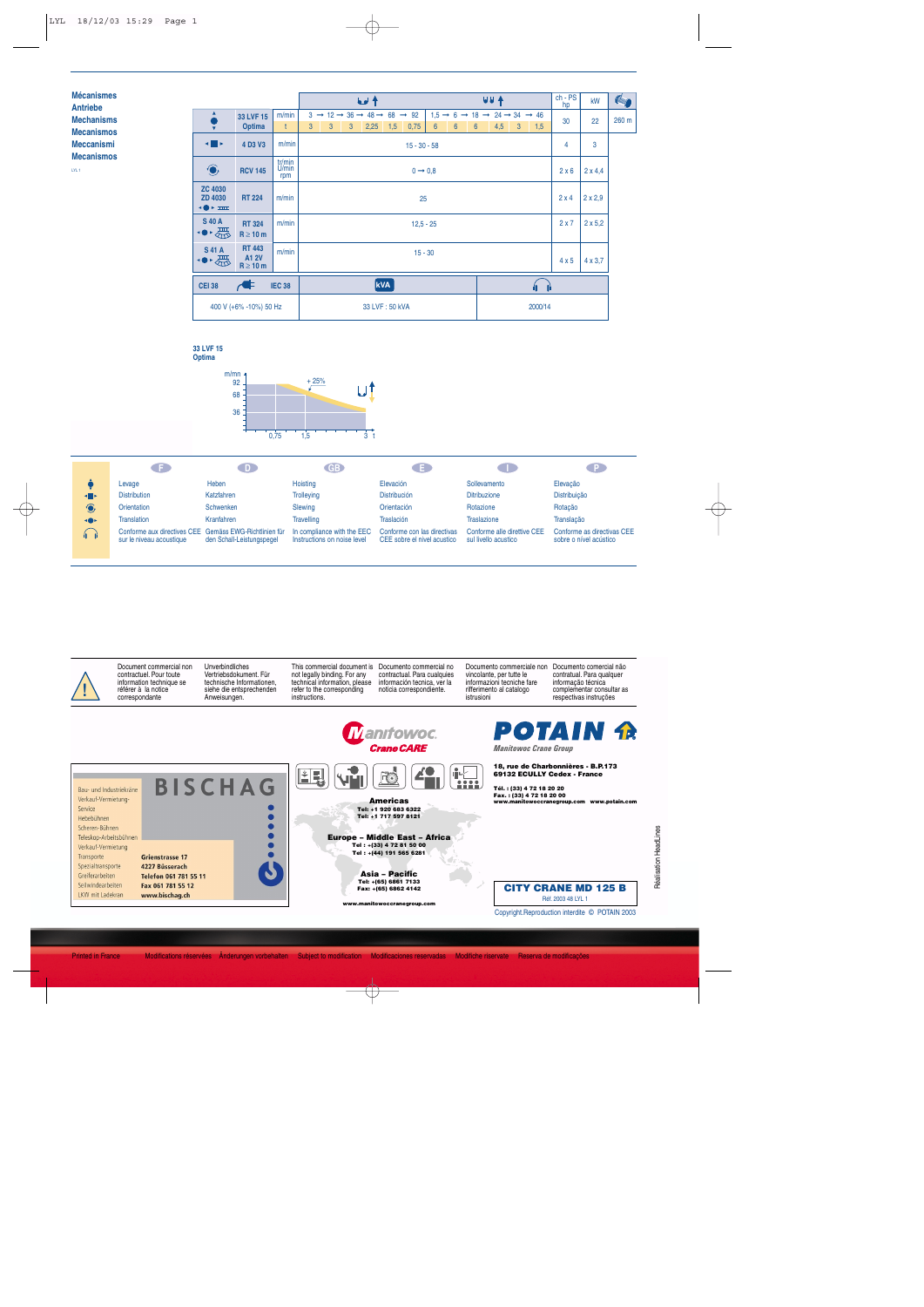**Mécanismes**
**Antriebe**
**Mechanisms**
**Mecanismos**
**Meccanismi**
**Mecanismos**

| | | | | | | | | | | | | | | | | ch - PS hp | kW | |
|---|---|---|---|---|---|---|---|---|---|---|---|---|---|---|---|---|---|---|
| | 33 LVF 15 Optima | m/min | 3 → 12 → | 36 → | 48 → | 68 → | 92 | | 1,5 → 6 → | 18 → | 24 → | 34 → | 46 | | | 30 | 22 | 260 m |
| | | t | 3 | 3 | 3 | 2,25 | 1,5 | 0,75 | 6 | 6 | 6 | 4,5 | 3 | 1,5 | | | |
| | 4 D3 V3 | m/min | 15 - 30 - 58 | | | | | | | | | | | | | 4 | 3 | |
| | RCV 145 | tr/min U/min rpm | 0 → 0,8 | | | | | | | | | | | | | 2 x 6 | 2 x 4,4 | |
| ZC 4030 ZD 4030 | RT 224 | m/min | 25 | | | | | | | | | | | | | 2 x 4 | 2 x 2,9 | |
| S 40 A | RT 324 R ≥ 10 m | m/min | 12,5 - 25 | | | | | | | | | | | | | 2 x 7 | 2 x 5,2 | |
| S 41 A | RT 443 A1 2V R ≥ 10 m | m/min | 15 - 30 | | | | | | | | | | | | | 4 x 5 | 4 x 3,7 | |

| CEI 38 / IEC 38 | kVA | |
|---|---|---|
| 400 V (+6% -10%) 50 Hz | 33 LVF : 50 kVA | 2000/14 |

**33 LVF 15**
**Optima**

m/mn
92
68
36
+ 25%
0,75
1,5
3 t

| | F | D | GB | E | I | P |
|---|---|---|---|---|---|---|
| | Levage | Heben | Hoisting | Elevación | Sollevamento | Elevação |
| | Distribution | Katzfahren | Trolleying | Distribución | Ditribuzione | Distribuição |
| | Orientation | Schwenken | Slewing | Orientación | Rotazione | Rotação |
| | Translation | Kranfahren | Travelling | Traslación | Traslazione | Translação |
| | Conforme aux directives CEE sur le niveau acoustique | Gemäss EWG-Richtlinien für den Schall-Leistungspegel | In compliance with the EEC Instructions on noise level | Conforme con las directivas CEE sobre el nivel acustico | Conforme alle direttive CEE sul livello acustico | Conforme as directivas CEE sobre o nível acústico |

Document commercial non contractuel. Pour toute information technique se référer à la notice correspondante

Unverbindliches Vertriebsdokument. Für technische Informationen, siehe die entsprechenden Anweisungen.

This commercial document is not legally binding. For any technical information, please refer to the corresponding instructions.

Documento commercial no contractual. Para cualquier información tecnica, ver la noticia correspondiente.

Documento commerciale non vincolante, per tutte le informazioni tecniche fare rifferimento al catalogo istruzioni

Documento comercial não contratual. Para qualquer informação técnica complementar consultar as respectivas instruções

**BISCHAG**

Bau- und Industriekräne
Verkauf-Vermietung-Service
Hebebühnen
Scheren-Bühnen
Teleskop-Arbeitsbühnen
Verkauf-Vermietung
Transporte
Spezialtransporte
Greiferarbeiten
Seilwindearbeiten
LKW mit Ladekran

Grienstrasse 17
4227 Büsserach
Telefon 061 781 55 11
Fax 061 781 55 12
www.bischag.ch

Manitowoc Crane CARE

**Americas**
Tel: +1 920 683 6322
Tel: +1 717 597 8121

**Europe – Middle East – Africa**
Tel : +(33) 4 72 81 50 00
Tel : +(44) 191 565 6281

**Asia – Pacific**
Tel: +(65) 6861 7133
Fax: +(65) 6862 4142

www.manitowoccranegroup.com

**POTAIN**
Manitowoc Crane Group

18, rue de Charbonnières - B.P.173
69132 ECULLY Cedex - France

Tél. : (33) 4 72 18 20 20
Fax. : (33) 4 72 18 20 00
www.manitowoccranegroup.com www.potain.com

**CITY CRANE MD 125 B**
Ref. 2003 48 LYL 1

Copyright.Reproduction interdite © POTAIN 2003

Réalisation HeadLines

Printed in France   Modifications réservées   Änderungen vorbehalten   Subject to modification   Modificaciones reservadas   Modifiche riservate   Reserva de modificações